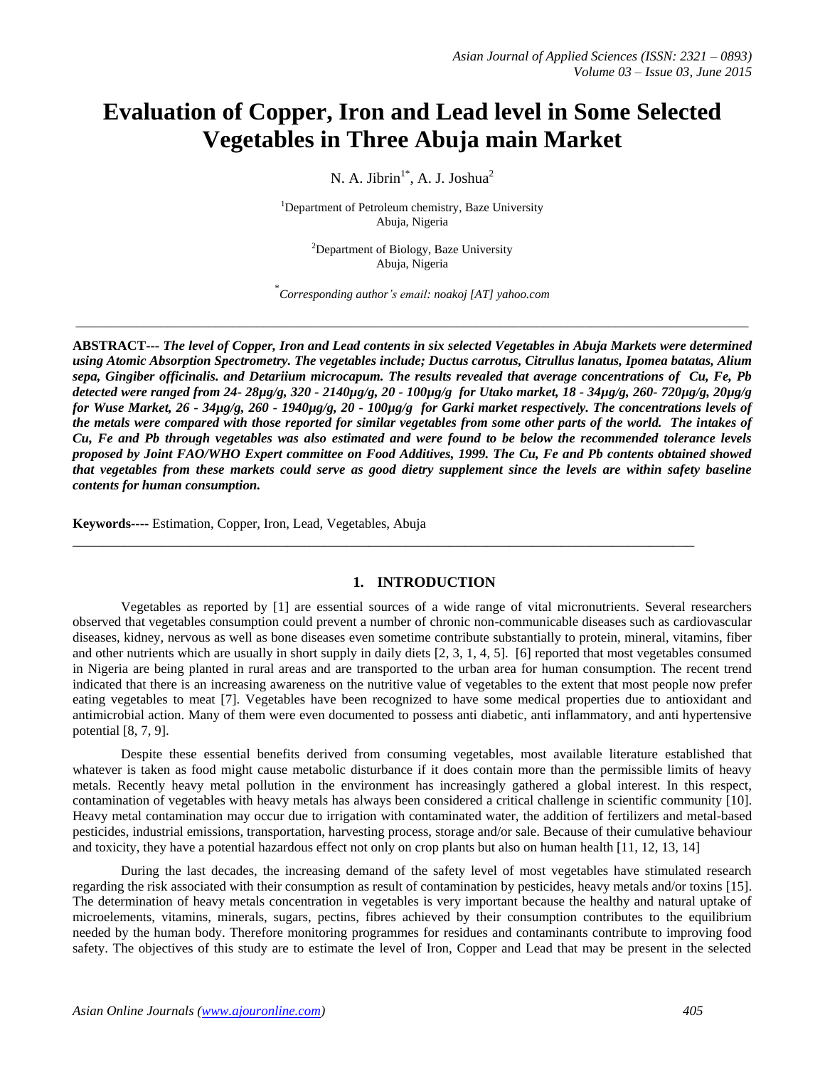# Evaluation of Copper, Iron and Lead level in Some Selected Vegetables in Three Abuja main Market

N. A. Jibrin[1*], A. J. Joshua[2]

[1]Department of Petroleum chemistry, Baze University
Abuja, Nigeria

[2]Department of Biology, Baze University
Abuja, Nigeria

[*]*Corresponding author's email: noakoj [AT] yahoo.com*

---

**ABSTRACT---** ***The level of Copper, Iron and Lead contents in six selected Vegetables in Abuja Markets were determined using Atomic Absorption Spectrometry. The vegetables include; Ductus carrotus, Citrullus lanatus, Ipomea batatas, Alium sepa, Gingiber officinalis. and Detariium microcapum. The results revealed that average concentrations of Cu, Fe, Pb detected were ranged from 24- 28µg/g, 320 - 2140µg/g, 20 - 100µg/g for Utako market, 18 - 34µg/g, 260- 720µg/g, 20µg/g for Wuse Market, 26 - 34µg/g, 260 - 1940µg/g, 20 - 100µg/g for Garki market respectively. The concentrations levels of the metals were compared with those reported for similar vegetables from some other parts of the world. The intakes of Cu, Fe and Pb through vegetables was also estimated and were found to be below the recommended tolerance levels proposed by Joint FAO/WHO Expert committee on Food Additives, 1999. The Cu, Fe and Pb contents obtained showed that vegetables from these markets could serve as good dietry supplement since the levels are within safety baseline contents for human consumption.***

**Keywords----** Estimation, Copper, Iron, Lead, Vegetables, Abuja

---

## 1. INTRODUCTION

Vegetables as reported by [1] are essential sources of a wide range of vital micronutrients. Several researchers observed that vegetables consumption could prevent a number of chronic non-communicable diseases such as cardiovascular diseases, kidney, nervous as well as bone diseases even sometime contribute substantially to protein, mineral, vitamins, fiber and other nutrients which are usually in short supply in daily diets [2, 3, 1, 4, 5]. [6] reported that most vegetables consumed in Nigeria are being planted in rural areas and are transported to the urban area for human consumption. The recent trend indicated that there is an increasing awareness on the nutritive value of vegetables to the extent that most people now prefer eating vegetables to meat [7]. Vegetables have been recognized to have some medical properties due to antioxidant and antimicrobial action. Many of them were even documented to possess anti diabetic, anti inflammatory, and anti hypertensive potential [8, 7, 9].

Despite these essential benefits derived from consuming vegetables, most available literature established that whatever is taken as food might cause metabolic disturbance if it does contain more than the permissible limits of heavy metals. Recently heavy metal pollution in the environment has increasingly gathered a global interest. In this respect, contamination of vegetables with heavy metals has always been considered a critical challenge in scientific community [10]. Heavy metal contamination may occur due to irrigation with contaminated water, the addition of fertilizers and metal-based pesticides, industrial emissions, transportation, harvesting process, storage and/or sale. Because of their cumulative behaviour and toxicity, they have a potential hazardous effect not only on crop plants but also on human health [11, 12, 13, 14]

During the last decades, the increasing demand of the safety level of most vegetables have stimulated research regarding the risk associated with their consumption as result of contamination by pesticides, heavy metals and/or toxins [15]. The determination of heavy metals concentration in vegetables is very important because the healthy and natural uptake of microelements, vitamins, minerals, sugars, pectins, fibres achieved by their consumption contributes to the equilibrium needed by the human body. Therefore monitoring programmes for residues and contaminants contribute to improving food safety. The objectives of this study are to estimate the level of Iron, Copper and Lead that may be present in the selected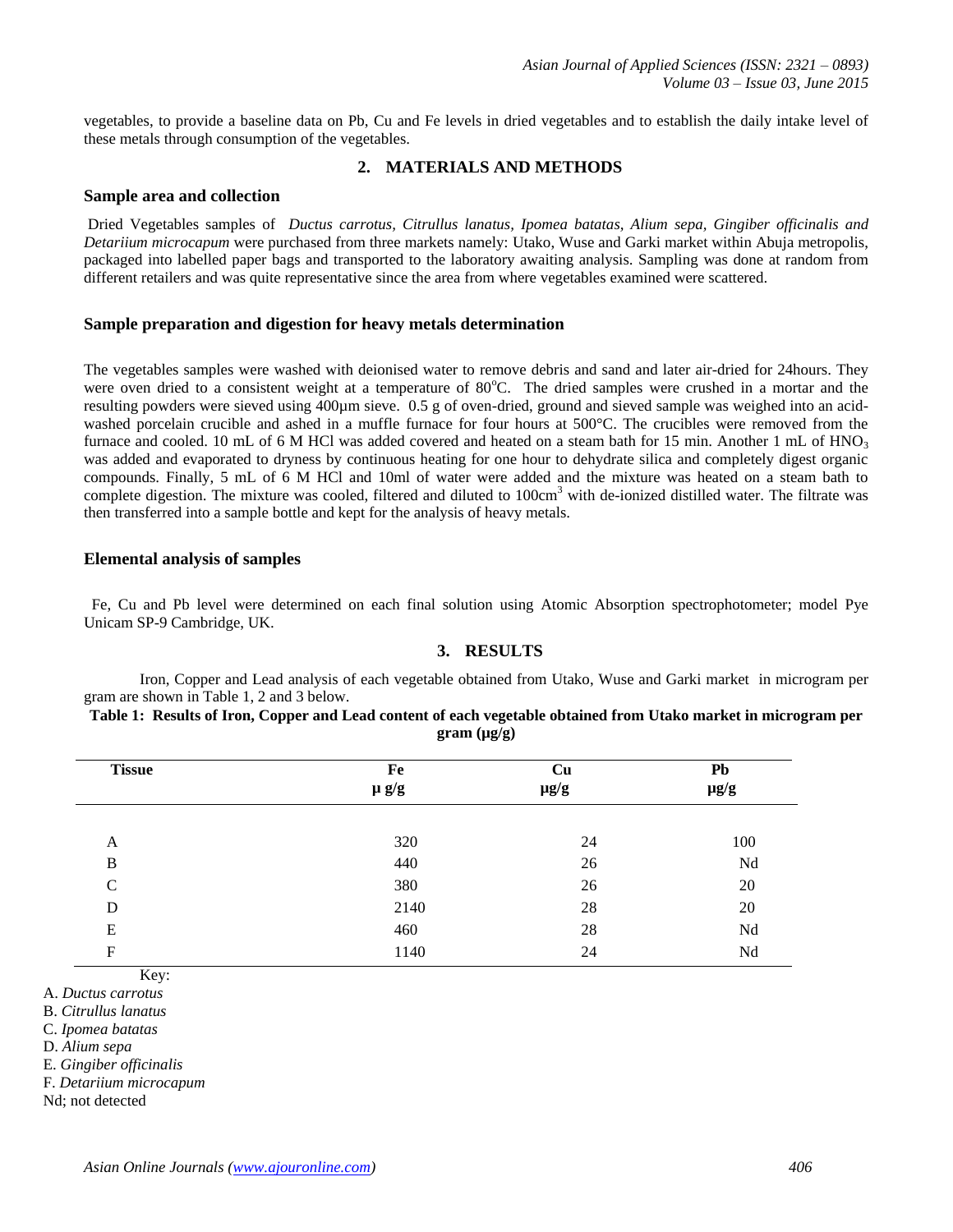vegetables, to provide a baseline data on Pb, Cu and Fe levels in dried vegetables and to establish the daily intake level of these metals through consumption of the vegetables.

## 2. MATERIALS AND METHODS

### Sample area and collection

Dried Vegetables samples of *Ductus carrotus*, *Citrullus lanatus*, *Ipomea batatas*, *Alium sepa*, *Gingiber officinalis and Detariium microcapum* were purchased from three markets namely: Utako, Wuse and Garki market within Abuja metropolis, packaged into labelled paper bags and transported to the laboratory awaiting analysis. Sampling was done at random from different retailers and was quite representative since the area from where vegetables examined were scattered.

### Sample preparation and digestion for heavy metals determination

The vegetables samples were washed with deionised water to remove debris and sand and later air-dried for 24hours. They were oven dried to a consistent weight at a temperature of 80$^{o}$C. The dried samples were crushed in a mortar and the resulting powders were sieved using 400μm sieve. 0.5 g of oven-dried, ground and sieved sample was weighed into an acid-washed porcelain crucible and ashed in a muffle furnace for four hours at 500°C. The crucibles were removed from the furnace and cooled. 10 mL of 6 M HCl was added covered and heated on a steam bath for 15 min. Another 1 mL of $HNO_3$ was added and evaporated to dryness by continuous heating for one hour to dehydrate silica and completely digest organic compounds. Finally, 5 mL of 6 M HCl and 10ml of water were added and the mixture was heated on a steam bath to complete digestion. The mixture was cooled, filtered and diluted to 100cm$^3$ with de-ionized distilled water. The filtrate was then transferred into a sample bottle and kept for the analysis of heavy metals.

### Elemental analysis of samples

Fe, Cu and Pb level were determined on each final solution using Atomic Absorption spectrophotometer; model Pye Unicam SP-9 Cambridge, UK.

## 3. RESULTS

Iron, Copper and Lead analysis of each vegetable obtained from Utako, Wuse and Garki market in microgram per gram are shown in Table 1, 2 and 3 below.

**Table 1: Results of Iron, Copper and Lead content of each vegetable obtained from Utako market in microgram per gram (μg/g)**

| Tissue | Fe μ g/g | Cu μg/g | Pb μg/g |
|---|---|---|---|
| A | 320 | 24 | 100 |
| B | 440 | 26 | Nd |
| C | 380 | 26 | 20 |
| D | 2140 | 28 | 20 |
| E | 460 | 28 | Nd |
| F | 1140 | 24 | Nd |

Key:

A. *Ductus carrotus*

B. *Citrullus lanatus*

C. *Ipomea batatas*

D. *Alium sepa*

E. *Gingiber officinalis*

F. *Detariium microcapum*

Nd; not detected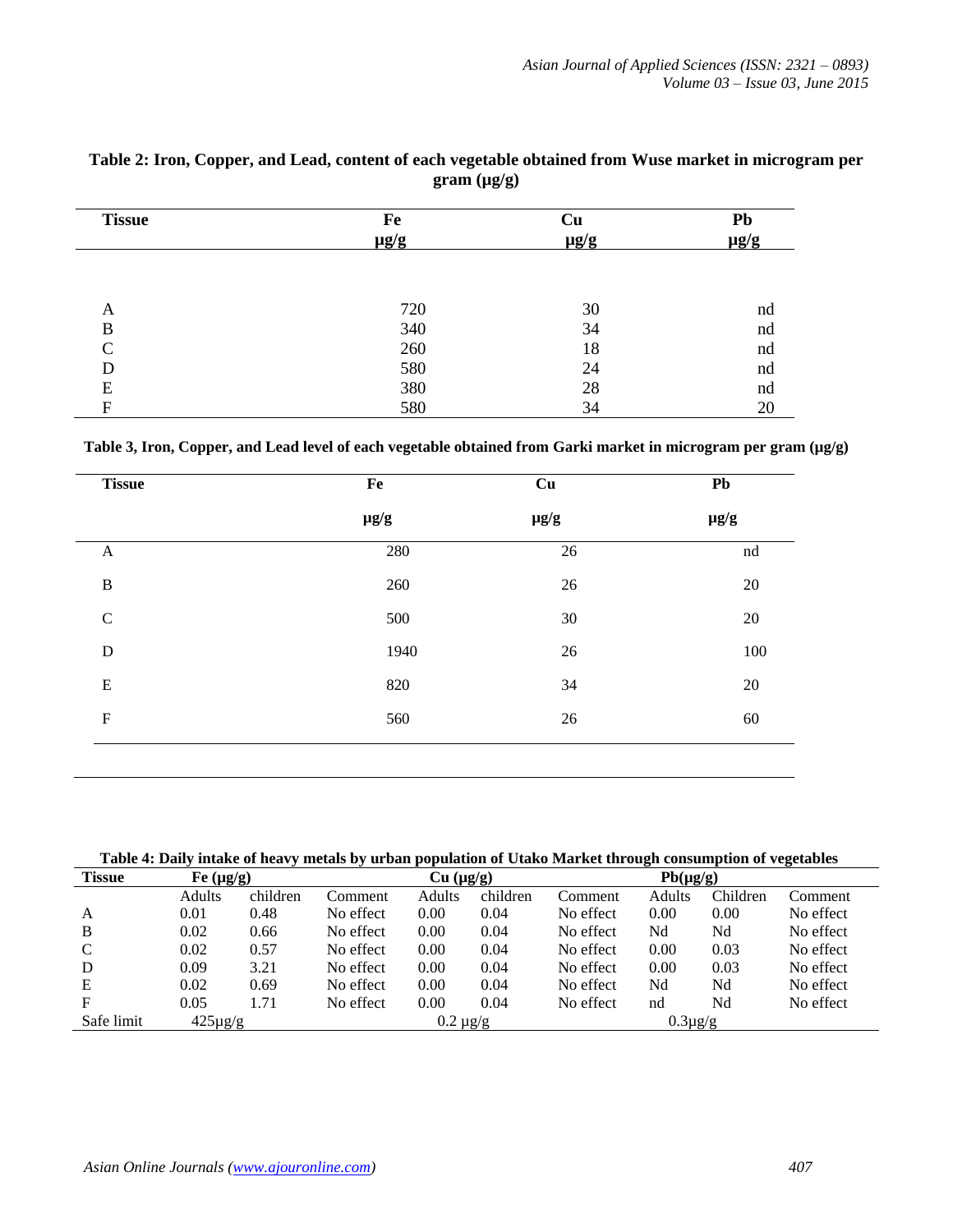**Table 2: Iron, Copper, and Lead, content of each vegetable obtained from Wuse market in microgram per gram (μg/g)**

| Tissue | Fe μg/g | Cu μg/g | Pb μg/g |
|---|---|---|---|
| A | 720 | 30 | nd |
| B | 340 | 34 | nd |
| C | 260 | 18 | nd |
| D | 580 | 24 | nd |
| E | 380 | 28 | nd |
| F | 580 | 34 | 20 |

**Table 3, Iron, Copper, and Lead level of each vegetable obtained from Garki market in microgram per gram (μg/g)**

| Tissue | Fe μg/g | Cu μg/g | Pb μg/g |
|---|---|---|---|
| A | 280 | 26 | nd |
| B | 260 | 26 | 20 |
| C | 500 | 30 | 20 |
| D | 1940 | 26 | 100 |
| E | 820 | 34 | 20 |
| F | 560 | 26 | 60 |

**Table 4: Daily intake of heavy metals by urban population of Utako Market through consumption of vegetables**

| Tissue | Fe (μg/g) | | | Cu (μg/g) | | | Pb(μg/g) | | |
|---|---|---|---|---|---|---|---|---|---|
| | Adults | children | Comment | Adults | children | Comment | Adults | Children | Comment |
| A | 0.01 | 0.48 | No effect | 0.00 | 0.04 | No effect | 0.00 | 0.00 | No effect |
| B | 0.02 | 0.66 | No effect | 0.00 | 0.04 | No effect | Nd | Nd | No effect |
| C | 0.02 | 0.57 | No effect | 0.00 | 0.04 | No effect | 0.00 | 0.03 | No effect |
| D | 0.09 | 3.21 | No effect | 0.00 | 0.04 | No effect | 0.00 | 0.03 | No effect |
| E | 0.02 | 0.69 | No effect | 0.00 | 0.04 | No effect | Nd | Nd | No effect |
| F | 0.05 | 1.71 | No effect | 0.00 | 0.04 | No effect | nd | Nd | No effect |
| Safe limit | 425μg/g | | | 0.2 μg/g | | | 0.3μg/g | | |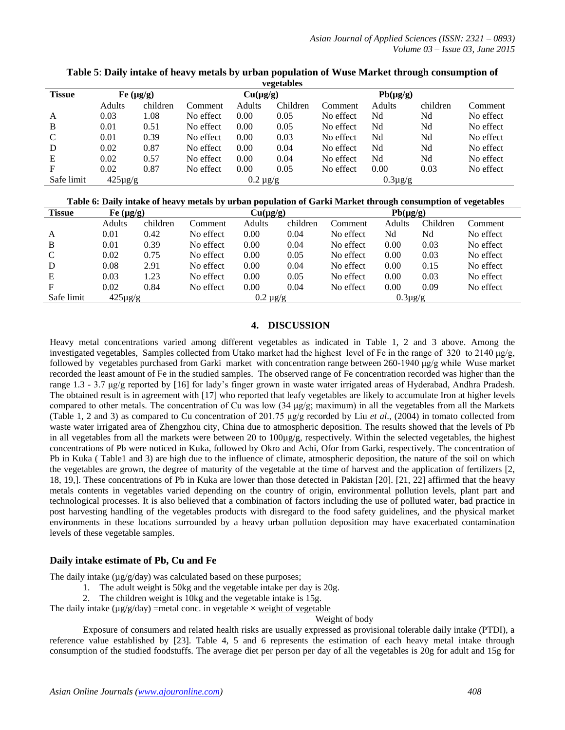**Table 5**: **Daily intake of heavy metals by urban population of Wuse Market through consumption of vegetables**

| Tissue | Fe (μg/g) | | | Cu(μg/g) | | | Pb(μg/g) | | |
|---|---|---|---|---|---|---|---|---|---|
| | Adults | children | Comment | Adults | Children | Comment | Adults | children | Comment |
| A | 0.03 | 1.08 | No effect | 0.00 | 0.05 | No effect | Nd | Nd | No effect |
| B | 0.01 | 0.51 | No effect | 0.00 | 0.05 | No effect | Nd | Nd | No effect |
| C | 0.01 | 0.39 | No effect | 0.00 | 0.03 | No effect | Nd | Nd | No effect |
| D | 0.02 | 0.87 | No effect | 0.00 | 0.04 | No effect | Nd | Nd | No effect |
| E | 0.02 | 0.57 | No effect | 0.00 | 0.04 | No effect | Nd | Nd | No effect |
| F | 0.02 | 0.87 | No effect | 0.00 | 0.05 | No effect | 0.00 | 0.03 | No effect |
| Safe limit | 425μg/g | | | 0.2 μg/g | | | 0.3μg/g | | |

**Table 6: Daily intake of heavy metals by urban population of Garki Market through consumption of vegetables**

| Tissue | Fe (μg/g) | | | Cu(μg/g) | | | Pb(μg/g) | | |
|---|---|---|---|---|---|---|---|---|---|
| | Adults | children | Comment | Adults | children | Comment | Adults | Children | Comment |
| A | 0.01 | 0.42 | No effect | 0.00 | 0.04 | No effect | Nd | Nd | No effect |
| B | 0.01 | 0.39 | No effect | 0.00 | 0.04 | No effect | 0.00 | 0.03 | No effect |
| C | 0.02 | 0.75 | No effect | 0.00 | 0.05 | No effect | 0.00 | 0.03 | No effect |
| D | 0.08 | 2.91 | No effect | 0.00 | 0.04 | No effect | 0.00 | 0.15 | No effect |
| E | 0.03 | 1.23 | No effect | 0.00 | 0.05 | No effect | 0.00 | 0.03 | No effect |
| F | 0.02 | 0.84 | No effect | 0.00 | 0.04 | No effect | 0.00 | 0.09 | No effect |
| Safe limit | 425μg/g | | | 0.2 μg/g | | | 0.3μg/g | | |

## 4. DISCUSSION

Heavy metal concentrations varied among different vegetables as indicated in Table 1, 2 and 3 above. Among the investigated vegetables, Samples collected from Utako market had the highest level of Fe in the range of 320 to 2140 μg/g, followed by vegetables purchased from Garki market with concentration range between 260-1940 μg/g while Wuse market recorded the least amount of Fe in the studied samples. The observed range of Fe concentration recorded was higher than the range 1.3 - 3.7 μg/g reported by [16] for lady's finger grown in waste water irrigated areas of Hyderabad, Andhra Pradesh. The obtained result is in agreement with [17] who reported that leafy vegetables are likely to accumulate Iron at higher levels compared to other metals. The concentration of Cu was low (34 μg/g; maximum) in all the vegetables from all the Markets (Table 1, 2 and 3) as compared to Cu concentration of 201.75 μg/g recorded by Liu *et al*., (2004) in tomato collected from waste water irrigated area of Zhengzhou city, China due to atmospheric deposition. The results showed that the levels of Pb in all vegetables from all the markets were between 20 to 100μg/g, respectively. Within the selected vegetables, the highest concentrations of Pb were noticed in Kuka, followed by Okro and Achi, Ofor from Garki, respectively. The concentration of Pb in Kuka ( Table1 and 3) are high due to the influence of climate, atmospheric deposition, the nature of the soil on which the vegetables are grown, the degree of maturity of the vegetable at the time of harvest and the application of fertilizers [2, 18, 19,]. These concentrations of Pb in Kuka are lower than those detected in Pakistan [20]. [21, 22] affirmed that the heavy metals contents in vegetables varied depending on the country of origin, environmental pollution levels, plant part and technological processes. It is also believed that a combination of factors including the use of polluted water, bad practice in post harvesting handling of the vegetables products with disregard to the food safety guidelines, and the physical market environments in these locations surrounded by a heavy urban pollution deposition may have exacerbated contamination levels of these vegetable samples.

### Daily intake estimate of Pb, Cu and Fe

The daily intake (μg/g/day) was calculated based on these purposes;

1. The adult weight is 50kg and the vegetable intake per day is 20g.
2. The children weight is 10kg and the vegetable intake is 15g.

The daily intake (μg/g/day) =metal conc. in vegetable × weight of vegetable / Weight of body

$$\text{Daily intake } (\mu g/g/day) = \text{metal conc. in vegetable} \times \frac{\text{weight of vegetable}}{\text{Weight of body}}$$

Exposure of consumers and related health risks are usually expressed as provisional tolerable daily intake (PTDI), a reference value established by [23]. Table 4, 5 and 6 represents the estimation of each heavy metal intake through consumption of the studied foodstuffs. The average diet per person per day of all the vegetables is 20g for adult and 15g for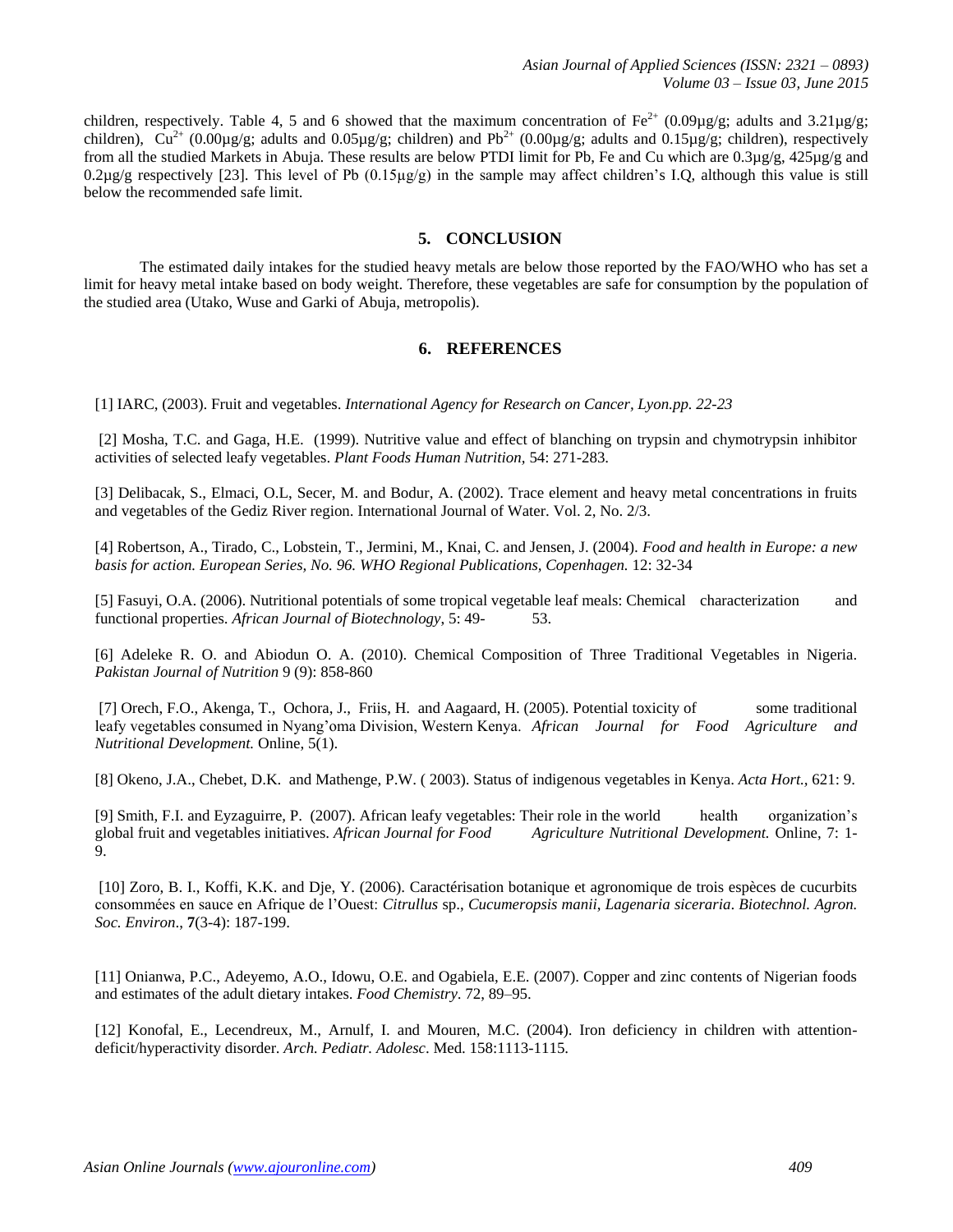children, respectively. Table 4, 5 and 6 showed that the maximum concentration of $Fe^{2+}$ (0.09µg/g; adults and 3.21µg/g; children), $Cu^{2+}$ (0.00µg/g; adults and 0.05µg/g; children) and $Pb^{2+}$ (0.00µg/g; adults and 0.15µg/g; children), respectively from all the studied Markets in Abuja. These results are below PTDI limit for Pb, Fe and Cu which are 0.3µg/g, 425µg/g and 0.2µg/g respectively [23]. This level of Pb (0.15µg/g) in the sample may affect children's I.Q, although this value is still below the recommended safe limit.

## 5. CONCLUSION

The estimated daily intakes for the studied heavy metals are below those reported by the FAO/WHO who has set a limit for heavy metal intake based on body weight. Therefore, these vegetables are safe for consumption by the population of the studied area (Utako, Wuse and Garki of Abuja, metropolis).

## 6. REFERENCES

[1] IARC, (2003). Fruit and vegetables. *International Agency for Research on Cancer, Lyon.pp. 22-23*

[2] Mosha, T.C. and Gaga, H.E. (1999). Nutritive value and effect of blanching on trypsin and chymotrypsin inhibitor activities of selected leafy vegetables. *Plant Foods Human Nutrition,* 54: 271-283.

[3] Delibacak, S., Elmaci, O.L, Secer, M. and Bodur, A. (2002). Trace element and heavy metal concentrations in fruits and vegetables of the Gediz River region. International Journal of Water. Vol. 2, No. 2/3.

[4] Robertson, A., Tirado, C., Lobstein, T., Jermini, M., Knai, C. and Jensen, J. (2004). *Food and health in Europe: a new basis for action. European Series, No. 96. WHO Regional Publications, Copenhagen.* 12: 32-34

[5] Fasuyi, O.A. (2006). Nutritional potentials of some tropical vegetable leaf meals: Chemical characterization and functional properties. *African Journal of Biotechnology,* 5: 49- 53.

[6] Adeleke R. O. and Abiodun O. A. (2010). Chemical Composition of Three Traditional Vegetables in Nigeria. *Pakistan Journal of Nutrition* 9 (9): 858-860

[7] Orech, F.O., Akenga, T., Ochora, J., Friis, H. and Aagaard, H. (2005). Potential toxicity of some traditional leafy vegetables consumed in Nyang'oma Division, Western Kenya. *African Journal for Food Agriculture and Nutritional Development.* Online, 5(1).

[8] Okeno, J.A., Chebet, D.K. and Mathenge, P.W. ( 2003). Status of indigenous vegetables in Kenya. *Acta Hort.*, 621: 9.

[9] Smith, F.I. and Eyzaguirre, P. (2007). African leafy vegetables: Their role in the world health organization's global fruit and vegetables initiatives. *African Journal for Food Agriculture Nutritional Development.* Online, 7: 1-9.

[10] Zoro, B. I., Koffi, K.K. and Dje, Y. (2006). Caractérisation botanique et agronomique de trois espèces de cucurbits consommées en sauce en Afrique de l'Ouest: *Citrullus* sp., *Cucumeropsis manii*, *Lagenaria siceraria*. *Biotechnol. Agron. Soc. Environ*., **7**(3-4): 187-199.

[11] Onianwa, P.C., Adeyemo, A.O., Idowu, O.E. and Ogabiela, E.E. (2007). Copper and zinc contents of Nigerian foods and estimates of the adult dietary intakes. *Food Chemistry*. 72, 89–95.

[12] Konofal, E., Lecendreux, M., Arnulf, I. and Mouren, M.C. (2004). Iron deficiency in children with attention-deficit/hyperactivity disorder. *Arch. Pediatr. Adolesc*. Med. 158:1113-1115.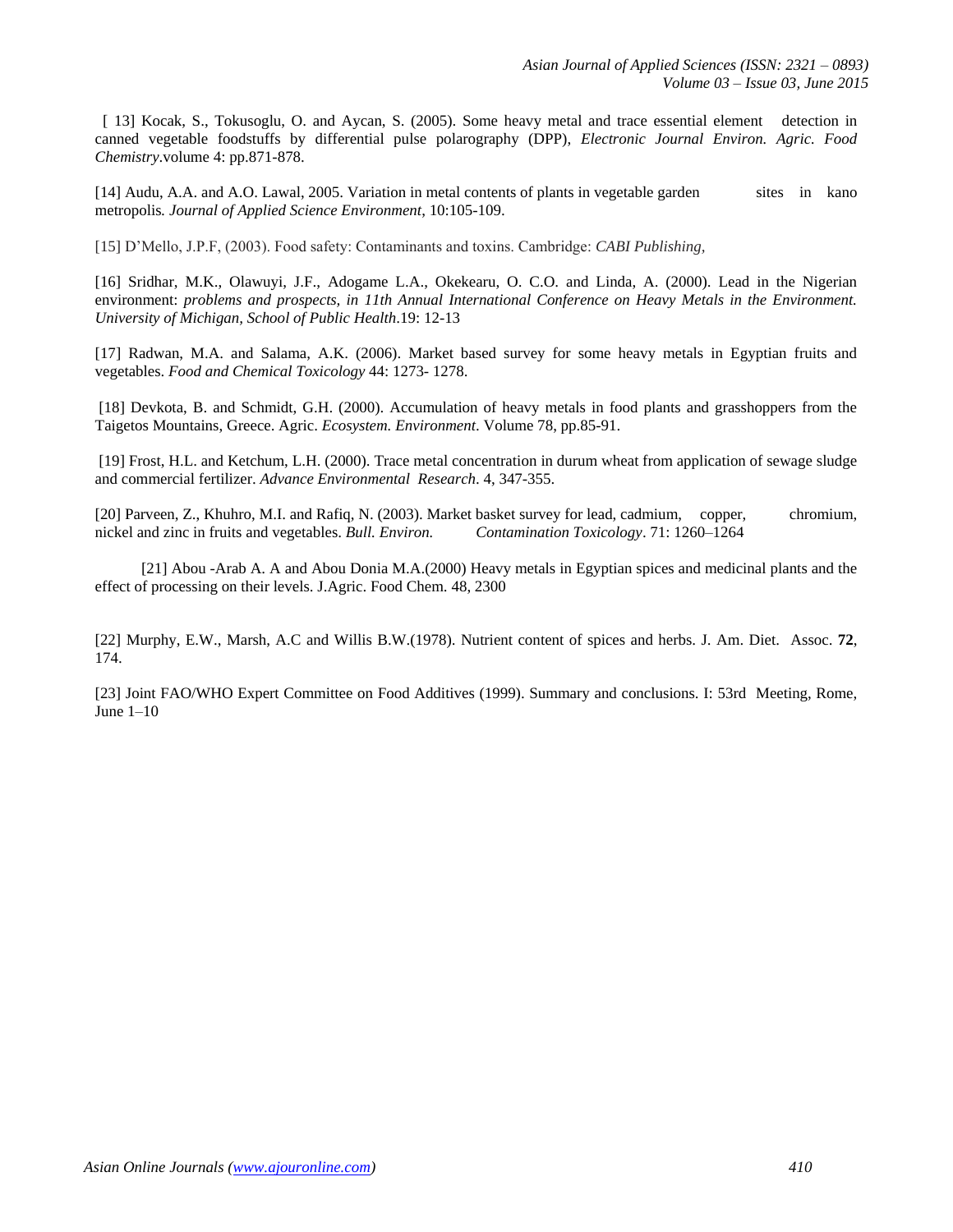[13] Kocak, S., Tokusoglu, O. and Aycan, S. (2005). Some heavy metal and trace essential element detection in canned vegetable foodstuffs by differential pulse polarography (DPP), *Electronic Journal Environ. Agric. Food Chemistry*.volume 4: pp.871-878.

[14] Audu, A.A. and A.O. Lawal, 2005. Variation in metal contents of plants in vegetable garden sites in kano metropolis*. Journal of Applied Science Environment*, 10:105-109.

[15] D'Mello, J.P.F, (2003). Food safety: Contaminants and toxins. Cambridge: *CABI Publishing*,

[16] Sridhar, M.K., Olawuyi, J.F., Adogame L.A., Okekearu, O. C.O. and Linda, A. (2000). Lead in the Nigerian environment: *problems and prospects, in 11th Annual International Conference on Heavy Metals in the Environment. University of Michigan, School of Public Health*.19: 12-13

[17] Radwan, M.A. and Salama, A.K. (2006). Market based survey for some heavy metals in Egyptian fruits and vegetables. *Food and Chemical Toxicology* 44: 1273- 1278.

[18] Devkota, B. and Schmidt, G.H. (2000). Accumulation of heavy metals in food plants and grasshoppers from the Taigetos Mountains, Greece. Agric. *Ecosystem. Environment*. Volume 78, pp.85-91.

[19] Frost, H.L. and Ketchum, L.H. (2000). Trace metal concentration in durum wheat from application of sewage sludge and commercial fertilizer. *Advance Environmental Research*. 4, 347-355.

[20] Parveen, Z., Khuhro, M.I. and Rafiq, N. (2003). Market basket survey for lead, cadmium, copper, chromium, nickel and zinc in fruits and vegetables. *Bull. Environ. Contamination Toxicology*. 71: 1260–1264

[21] Abou -Arab A. A and Abou Donia M.A.(2000) Heavy metals in Egyptian spices and medicinal plants and the effect of processing on their levels. J.Agric. Food Chem. 48, 2300

[22] Murphy, E.W., Marsh, A.C and Willis B.W.(1978). Nutrient content of spices and herbs. J. Am. Diet. Assoc. **72**, 174.

[23] Joint FAO/WHO Expert Committee on Food Additives (1999). Summary and conclusions. I: 53rd Meeting, Rome, June 1–10